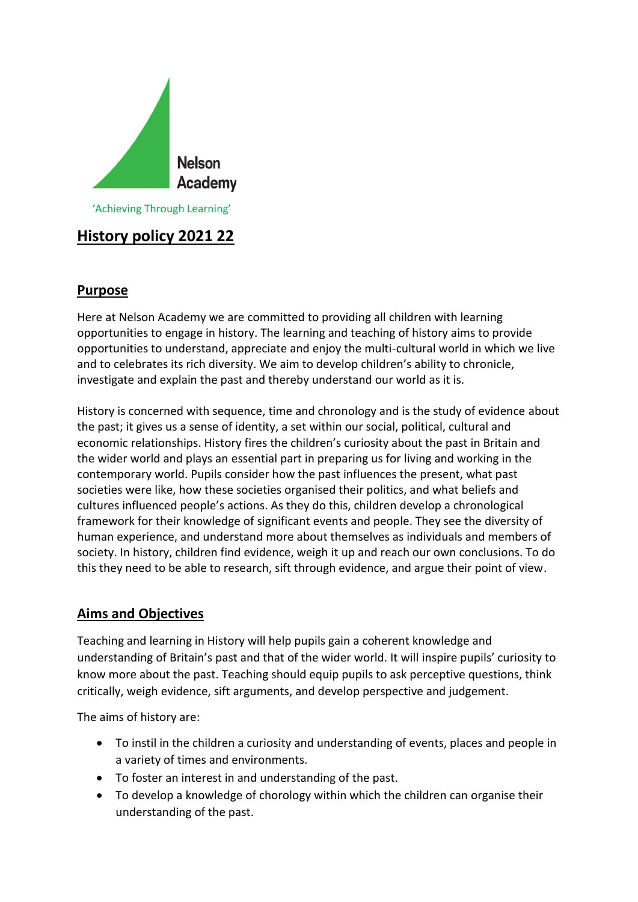Nelson Academy

'Achieving Through Learning'

# History policy 2021 22

## Purpose

Here at Nelson Academy we are committed to providing all children with learning opportunities to engage in history. The learning and teaching of history aims to provide opportunities to understand, appreciate and enjoy the multi-cultural world in which we live and to celebrates its rich diversity. We aim to develop children's ability to chronicle, investigate and explain the past and thereby understand our world as it is.

History is concerned with sequence, time and chronology and is the study of evidence about the past; it gives us a sense of identity, a set within our social, political, cultural and economic relationships. History fires the children's curiosity about the past in Britain and the wider world and plays an essential part in preparing us for living and working in the contemporary world. Pupils consider how the past influences the present, what past societies were like, how these societies organised their politics, and what beliefs and cultures influenced people's actions. As they do this, children develop a chronological framework for their knowledge of significant events and people. They see the diversity of human experience, and understand more about themselves as individuals and members of society. In history, children find evidence, weigh it up and reach our own conclusions. To do this they need to be able to research, sift through evidence, and argue their point of view.

## Aims and Objectives

Teaching and learning in History will help pupils gain a coherent knowledge and understanding of Britain's past and that of the wider world. It will inspire pupils' curiosity to know more about the past. Teaching should equip pupils to ask perceptive questions, think critically, weigh evidence, sift arguments, and develop perspective and judgement.

The aims of history are:

- To instil in the children a curiosity and understanding of events, places and people in a variety of times and environments.
- To foster an interest in and understanding of the past.
- To develop a knowledge of chorology within which the children can organise their understanding of the past.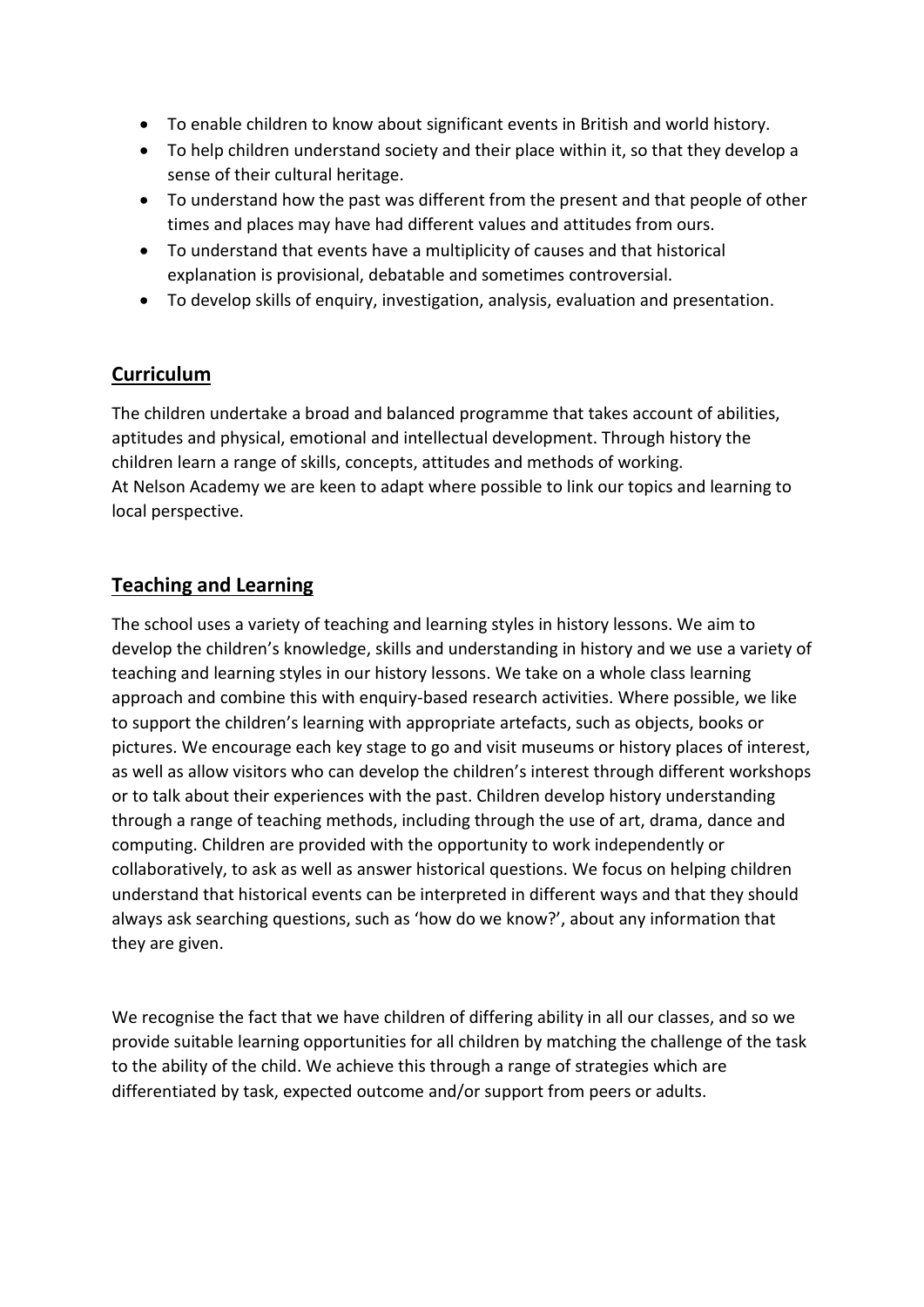- To enable children to know about significant events in British and world history.
- To help children understand society and their place within it, so that they develop a sense of their cultural heritage.
- To understand how the past was different from the present and that people of other times and places may have had different values and attitudes from ours.
- To understand that events have a multiplicity of causes and that historical explanation is provisional, debatable and sometimes controversial.
- To develop skills of enquiry, investigation, analysis, evaluation and presentation.

## Curriculum

The children undertake a broad and balanced programme that takes account of abilities, aptitudes and physical, emotional and intellectual development. Through history the children learn a range of skills, concepts, attitudes and methods of working.
At Nelson Academy we are keen to adapt where possible to link our topics and learning to local perspective.

## Teaching and Learning

The school uses a variety of teaching and learning styles in history lessons. We aim to develop the children's knowledge, skills and understanding in history and we use a variety of teaching and learning styles in our history lessons. We take on a whole class learning approach and combine this with enquiry-based research activities. Where possible, we like to support the children's learning with appropriate artefacts, such as objects, books or pictures. We encourage each key stage to go and visit museums or history places of interest, as well as allow visitors who can develop the children's interest through different workshops or to talk about their experiences with the past. Children develop history understanding through a range of teaching methods, including through the use of art, drama, dance and computing. Children are provided with the opportunity to work independently or collaboratively, to ask as well as answer historical questions. We focus on helping children understand that historical events can be interpreted in different ways and that they should always ask searching questions, such as 'how do we know?', about any information that they are given.

We recognise the fact that we have children of differing ability in all our classes, and so we provide suitable learning opportunities for all children by matching the challenge of the task to the ability of the child. We achieve this through a range of strategies which are differentiated by task, expected outcome and/or support from peers or adults.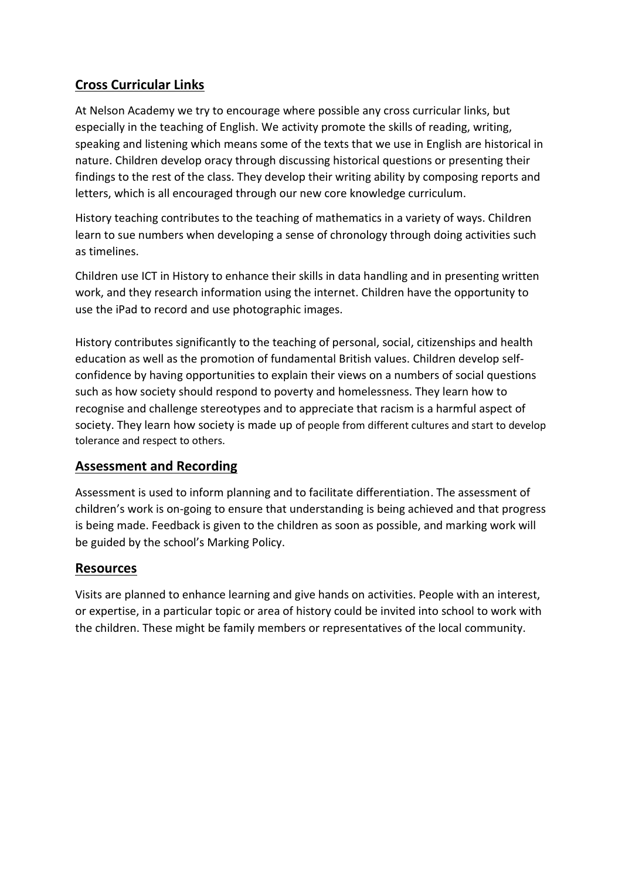## Cross Curricular Links

At Nelson Academy we try to encourage where possible any cross curricular links, but especially in the teaching of English. We activity promote the skills of reading, writing, speaking and listening which means some of the texts that we use in English are historical in nature. Children develop oracy through discussing historical questions or presenting their findings to the rest of the class. They develop their writing ability by composing reports and letters, which is all encouraged through our new core knowledge curriculum.

History teaching contributes to the teaching of mathematics in a variety of ways. Children learn to sue numbers when developing a sense of chronology through doing activities such as timelines.

Children use ICT in History to enhance their skills in data handling and in presenting written work, and they research information using the internet. Children have the opportunity to use the iPad to record and use photographic images.

History contributes significantly to the teaching of personal, social, citizenships and health education as well as the promotion of fundamental British values. Children develop self-confidence by having opportunities to explain their views on a numbers of social questions such as how society should respond to poverty and homelessness. They learn how to recognise and challenge stereotypes and to appreciate that racism is a harmful aspect of society. They learn how society is made up of people from different cultures and start to develop tolerance and respect to others.

## Assessment and Recording

Assessment is used to inform planning and to facilitate differentiation. The assessment of children's work is on-going to ensure that understanding is being achieved and that progress is being made. Feedback is given to the children as soon as possible, and marking work will be guided by the school's Marking Policy.

## Resources

Visits are planned to enhance learning and give hands on activities. People with an interest, or expertise, in a particular topic or area of history could be invited into school to work with the children. These might be family members or representatives of the local community.